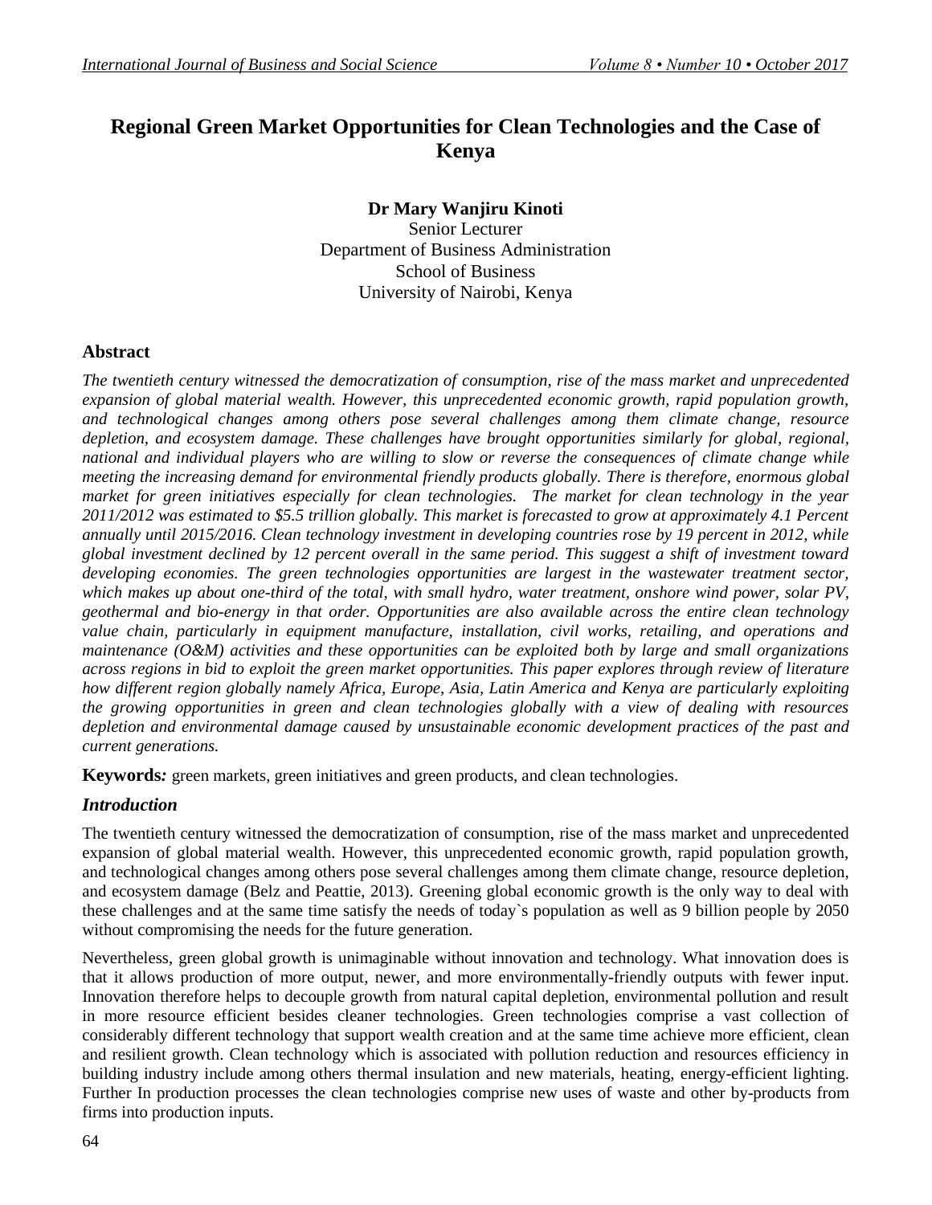# Regional Green Market Opportunities for Clean Technologies and the Case of Kenya

**Dr Mary Wanjiru Kinoti**
Senior Lecturer
Department of Business Administration
School of Business
University of Nairobi, Kenya

## Abstract

*The twentieth century witnessed the democratization of consumption, rise of the mass market and unprecedented expansion of global material wealth. However, this unprecedented economic growth, rapid population growth, and technological changes among others pose several challenges among them climate change, resource depletion, and ecosystem damage. These challenges have brought opportunities similarly for global, regional, national and individual players who are willing to slow or reverse the consequences of climate change while meeting the increasing demand for environmental friendly products globally. There is therefore, enormous global market for green initiatives especially for clean technologies. The market for clean technology in the year 2011/2012 was estimated to $5.5 trillion globally. This market is forecasted to grow at approximately 4.1 Percent annually until 2015/2016. Clean technology investment in developing countries rose by 19 percent in 2012, while global investment declined by 12 percent overall in the same period. This suggest a shift of investment toward developing economies. The green technologies opportunities are largest in the wastewater treatment sector, which makes up about one-third of the total, with small hydro, water treatment, onshore wind power, solar PV, geothermal and bio-energy in that order. Opportunities are also available across the entire clean technology value chain, particularly in equipment manufacture, installation, civil works, retailing, and operations and maintenance (O&M) activities and these opportunities can be exploited both by large and small organizations across regions in bid to exploit the green market opportunities. This paper explores through review of literature how different region globally namely Africa, Europe, Asia, Latin America and Kenya are particularly exploiting the growing opportunities in green and clean technologies globally with a view of dealing with resources depletion and environmental damage caused by unsustainable economic development practices of the past and current generations.*

**Keywords*:*** green markets, green initiatives and green products, and clean technologies.

## *Introduction*

The twentieth century witnessed the democratization of consumption, rise of the mass market and unprecedented expansion of global material wealth. However, this unprecedented economic growth, rapid population growth, and technological changes among others pose several challenges among them climate change, resource depletion, and ecosystem damage (Belz and Peattie, 2013). Greening global economic growth is the only way to deal with these challenges and at the same time satisfy the needs of today`s population as well as 9 billion people by 2050 without compromising the needs for the future generation.

Nevertheless, green global growth is unimaginable without innovation and technology. What innovation does is that it allows production of more output, newer, and more environmentally-friendly outputs with fewer input. Innovation therefore helps to decouple growth from natural capital depletion, environmental pollution and result in more resource efficient besides cleaner technologies. Green technologies comprise a vast collection of considerably different technology that support wealth creation and at the same time achieve more efficient, clean and resilient growth. Clean technology which is associated with pollution reduction and resources efficiency in building industry include among others thermal insulation and new materials, heating, energy-efficient lighting. Further In production processes the clean technologies comprise new uses of waste and other by-products from firms into production inputs.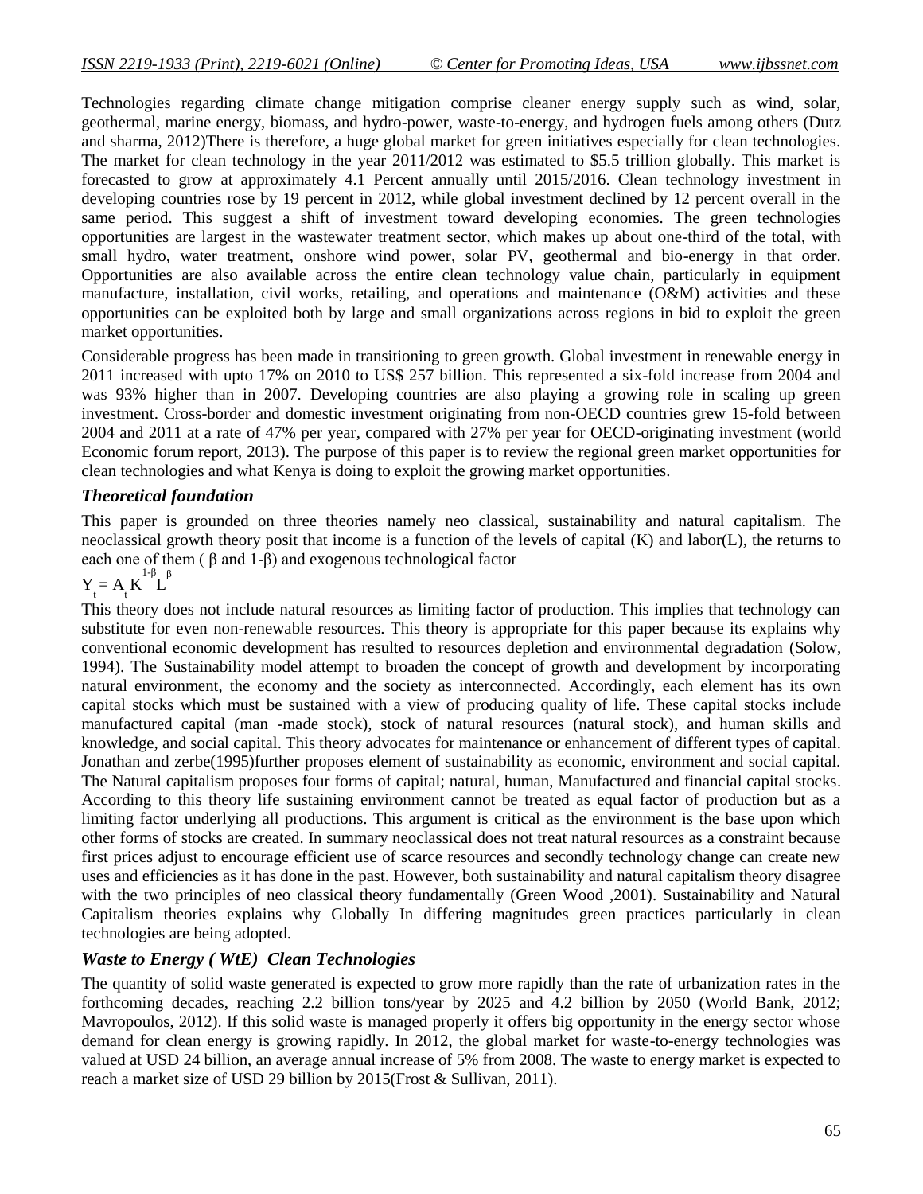Technologies regarding climate change mitigation comprise cleaner energy supply such as wind, solar, geothermal, marine energy, biomass, and hydro-power, waste-to-energy, and hydrogen fuels among others (Dutz and sharma, 2012)There is therefore, a huge global market for green initiatives especially for clean technologies. The market for clean technology in the year 2011/2012 was estimated to \$5.5 trillion globally. This market is forecasted to grow at approximately 4.1 Percent annually until 2015/2016. Clean technology investment in developing countries rose by 19 percent in 2012, while global investment declined by 12 percent overall in the same period. This suggest a shift of investment toward developing economies. The green technologies opportunities are largest in the wastewater treatment sector, which makes up about one-third of the total, with small hydro, water treatment, onshore wind power, solar PV, geothermal and bio-energy in that order. Opportunities are also available across the entire clean technology value chain, particularly in equipment manufacture, installation, civil works, retailing, and operations and maintenance (O&M) activities and these opportunities can be exploited both by large and small organizations across regions in bid to exploit the green market opportunities.

Considerable progress has been made in transitioning to green growth. Global investment in renewable energy in 2011 increased with upto 17% on 2010 to US\$ 257 billion. This represented a six-fold increase from 2004 and was 93% higher than in 2007. Developing countries are also playing a growing role in scaling up green investment. Cross-border and domestic investment originating from non-OECD countries grew 15-fold between 2004 and 2011 at a rate of 47% per year, compared with 27% per year for OECD-originating investment (world Economic forum report, 2013). The purpose of this paper is to review the regional green market opportunities for clean technologies and what Kenya is doing to exploit the growing market opportunities.

### *Theoretical foundation*

This paper is grounded on three theories namely neo classical, sustainability and natural capitalism. The neoclassical growth theory posit that income is a function of the levels of capital (K) and labor(L), the returns to each one of them ( $\beta$ and $1\text{-}\beta$) and exogenous technological factor

$$Y_t = A_t K^{1-\beta} L^{\beta}$$

This theory does not include natural resources as limiting factor of production. This implies that technology can substitute for even non-renewable resources. This theory is appropriate for this paper because its explains why conventional economic development has resulted to resources depletion and environmental degradation (Solow, 1994). The Sustainability model attempt to broaden the concept of growth and development by incorporating natural environment, the economy and the society as interconnected. Accordingly, each element has its own capital stocks which must be sustained with a view of producing quality of life. These capital stocks include manufactured capital (man -made stock), stock of natural resources (natural stock), and human skills and knowledge, and social capital. This theory advocates for maintenance or enhancement of different types of capital. Jonathan and zerbe(1995)further proposes element of sustainability as economic, environment and social capital. The Natural capitalism proposes four forms of capital; natural, human, Manufactured and financial capital stocks. According to this theory life sustaining environment cannot be treated as equal factor of production but as a limiting factor underlying all productions. This argument is critical as the environment is the base upon which other forms of stocks are created. In summary neoclassical does not treat natural resources as a constraint because first prices adjust to encourage efficient use of scarce resources and secondly technology change can create new uses and efficiencies as it has done in the past. However, both sustainability and natural capitalism theory disagree with the two principles of neo classical theory fundamentally (Green Wood ,2001). Sustainability and Natural Capitalism theories explains why Globally In differing magnitudes green practices particularly in clean technologies are being adopted.

### *Waste to Energy ( WtE) Clean Technologies*

The quantity of solid waste generated is expected to grow more rapidly than the rate of urbanization rates in the forthcoming decades, reaching 2.2 billion tons/year by 2025 and 4.2 billion by 2050 (World Bank, 2012; Mavropoulos, 2012). If this solid waste is managed properly it offers big opportunity in the energy sector whose demand for clean energy is growing rapidly. In 2012, the global market for waste-to-energy technologies was valued at USD 24 billion, an average annual increase of 5% from 2008. The waste to energy market is expected to reach a market size of USD 29 billion by 2015(Frost & Sullivan, 2011).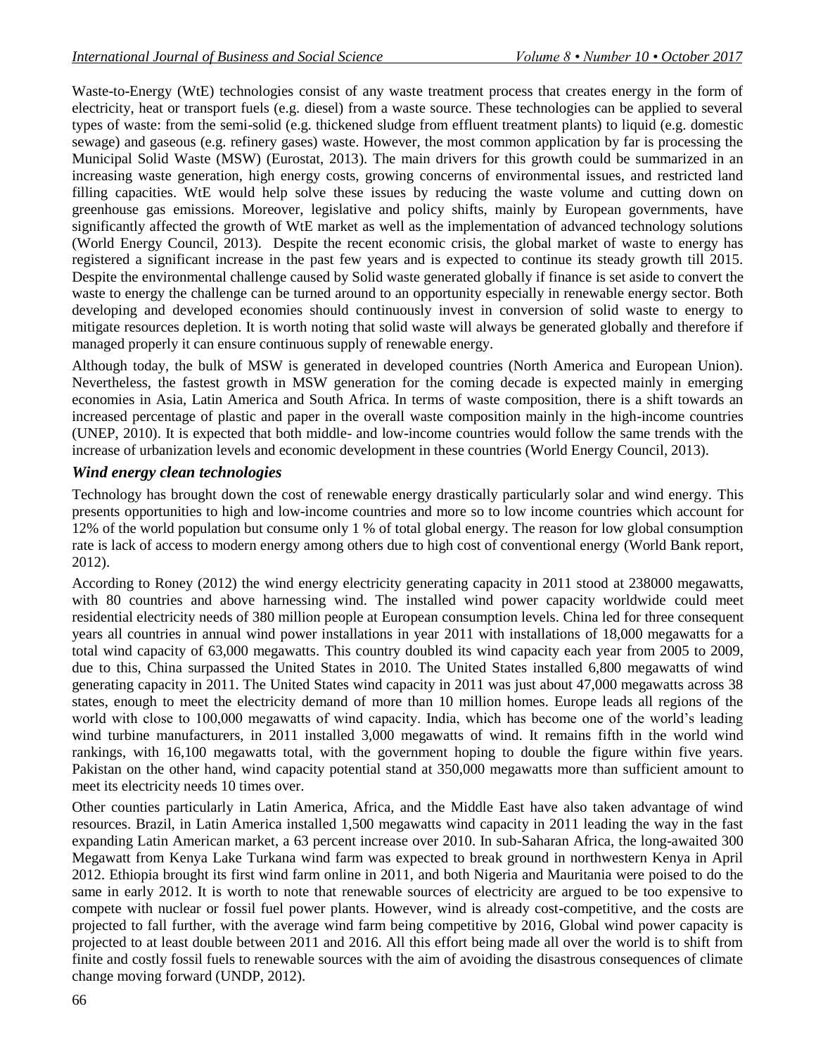Waste-to-Energy (WtE) technologies consist of any waste treatment process that creates energy in the form of electricity, heat or transport fuels (e.g. diesel) from a waste source. These technologies can be applied to several types of waste: from the semi-solid (e.g. thickened sludge from effluent treatment plants) to liquid (e.g. domestic sewage) and gaseous (e.g. refinery gases) waste. However, the most common application by far is processing the Municipal Solid Waste (MSW) (Eurostat, 2013). The main drivers for this growth could be summarized in an increasing waste generation, high energy costs, growing concerns of environmental issues, and restricted land filling capacities. WtE would help solve these issues by reducing the waste volume and cutting down on greenhouse gas emissions. Moreover, legislative and policy shifts, mainly by European governments, have significantly affected the growth of WtE market as well as the implementation of advanced technology solutions (World Energy Council, 2013). Despite the recent economic crisis, the global market of waste to energy has registered a significant increase in the past few years and is expected to continue its steady growth till 2015. Despite the environmental challenge caused by Solid waste generated globally if finance is set aside to convert the waste to energy the challenge can be turned around to an opportunity especially in renewable energy sector. Both developing and developed economies should continuously invest in conversion of solid waste to energy to mitigate resources depletion. It is worth noting that solid waste will always be generated globally and therefore if managed properly it can ensure continuous supply of renewable energy.

Although today, the bulk of MSW is generated in developed countries (North America and European Union). Nevertheless, the fastest growth in MSW generation for the coming decade is expected mainly in emerging economies in Asia, Latin America and South Africa. In terms of waste composition, there is a shift towards an increased percentage of plastic and paper in the overall waste composition mainly in the high-income countries (UNEP, 2010). It is expected that both middle- and low-income countries would follow the same trends with the increase of urbanization levels and economic development in these countries (World Energy Council, 2013).

### *Wind energy clean technologies*

Technology has brought down the cost of renewable energy drastically particularly solar and wind energy. This presents opportunities to high and low-income countries and more so to low income countries which account for 12% of the world population but consume only 1 % of total global energy. The reason for low global consumption rate is lack of access to modern energy among others due to high cost of conventional energy (World Bank report, 2012).

According to Roney (2012) the wind energy electricity generating capacity in 2011 stood at 238000 megawatts, with 80 countries and above harnessing wind. The installed wind power capacity worldwide could meet residential electricity needs of 380 million people at European consumption levels. China led for three consequent years all countries in annual wind power installations in year 2011 with installations of 18,000 megawatts for a total wind capacity of 63,000 megawatts. This country doubled its wind capacity each year from 2005 to 2009, due to this, China surpassed the United States in 2010. The United States installed 6,800 megawatts of wind generating capacity in 2011. The United States wind capacity in 2011 was just about 47,000 megawatts across 38 states, enough to meet the electricity demand of more than 10 million homes. Europe leads all regions of the world with close to 100,000 megawatts of wind capacity. India, which has become one of the world's leading wind turbine manufacturers, in 2011 installed 3,000 megawatts of wind. It remains fifth in the world wind rankings, with 16,100 megawatts total, with the government hoping to double the figure within five years. Pakistan on the other hand, wind capacity potential stand at 350,000 megawatts more than sufficient amount to meet its electricity needs 10 times over.

Other counties particularly in Latin America, Africa, and the Middle East have also taken advantage of wind resources. Brazil, in Latin America installed 1,500 megawatts wind capacity in 2011 leading the way in the fast expanding Latin American market, a 63 percent increase over 2010. In sub-Saharan Africa, the long-awaited 300 Megawatt from Kenya Lake Turkana wind farm was expected to break ground in northwestern Kenya in April 2012. Ethiopia brought its first wind farm online in 2011, and both Nigeria and Mauritania were poised to do the same in early 2012. It is worth to note that renewable sources of electricity are argued to be too expensive to compete with nuclear or fossil fuel power plants. However, wind is already cost-competitive, and the costs are projected to fall further, with the average wind farm being competitive by 2016, Global wind power capacity is projected to at least double between 2011 and 2016. All this effort being made all over the world is to shift from finite and costly fossil fuels to renewable sources with the aim of avoiding the disastrous consequences of climate change moving forward (UNDP, 2012).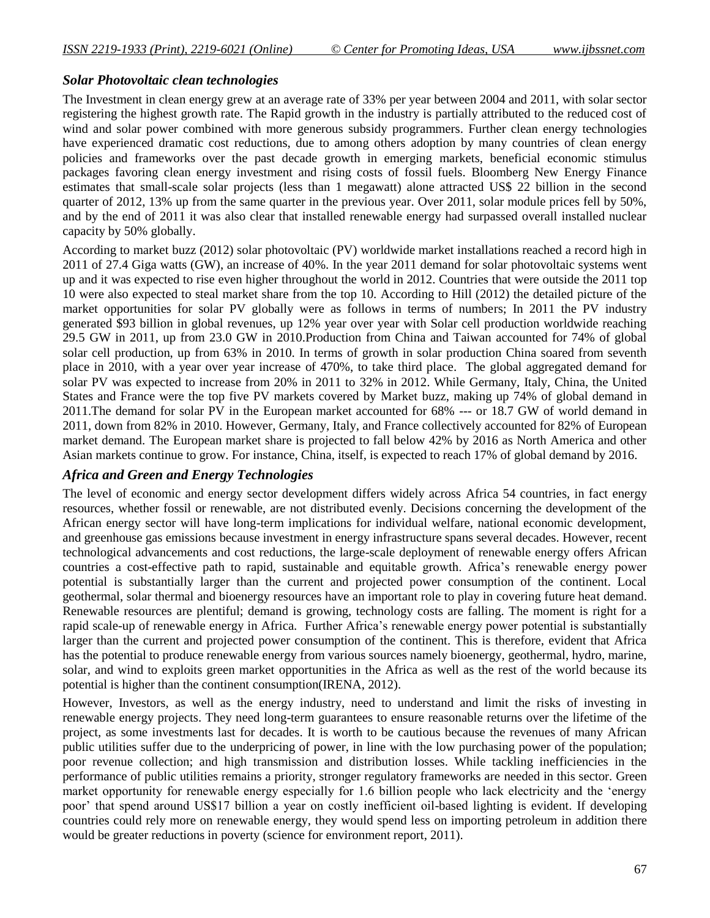### *Solar Photovoltaic clean technologies*

The Investment in clean energy grew at an average rate of 33% per year between 2004 and 2011, with solar sector registering the highest growth rate. The Rapid growth in the industry is partially attributed to the reduced cost of wind and solar power combined with more generous subsidy programmers. Further clean energy technologies have experienced dramatic cost reductions, due to among others adoption by many countries of clean energy policies and frameworks over the past decade growth in emerging markets, beneficial economic stimulus packages favoring clean energy investment and rising costs of fossil fuels. Bloomberg New Energy Finance estimates that small-scale solar projects (less than 1 megawatt) alone attracted US$ 22 billion in the second quarter of 2012, 13% up from the same quarter in the previous year. Over 2011, solar module prices fell by 50%, and by the end of 2011 it was also clear that installed renewable energy had surpassed overall installed nuclear capacity by 50% globally.

According to market buzz (2012) solar photovoltaic (PV) worldwide market installations reached a record high in 2011 of 27.4 Giga watts (GW), an increase of 40%. In the year 2011 demand for solar photovoltaic systems went up and it was expected to rise even higher throughout the world in 2012. Countries that were outside the 2011 top 10 were also expected to steal market share from the top 10. According to Hill (2012) the detailed picture of the market opportunities for solar PV globally were as follows in terms of numbers; In 2011 the PV industry generated $93 billion in global revenues, up 12% year over year with Solar cell production worldwide reaching 29.5 GW in 2011, up from 23.0 GW in 2010.Production from China and Taiwan accounted for 74% of global solar cell production, up from 63% in 2010. In terms of growth in solar production China soared from seventh place in 2010, with a year over year increase of 470%, to take third place. The global aggregated demand for solar PV was expected to increase from 20% in 2011 to 32% in 2012. While Germany, Italy, China, the United States and France were the top five PV markets covered by Market buzz, making up 74% of global demand in 2011.The demand for solar PV in the European market accounted for 68% --- or 18.7 GW of world demand in 2011, down from 82% in 2010. However, Germany, Italy, and France collectively accounted for 82% of European market demand. The European market share is projected to fall below 42% by 2016 as North America and other Asian markets continue to grow. For instance, China, itself, is expected to reach 17% of global demand by 2016.

### *Africa and Green and Energy Technologies*

The level of economic and energy sector development differs widely across Africa 54 countries, in fact energy resources, whether fossil or renewable, are not distributed evenly. Decisions concerning the development of the African energy sector will have long-term implications for individual welfare, national economic development, and greenhouse gas emissions because investment in energy infrastructure spans several decades. However, recent technological advancements and cost reductions, the large-scale deployment of renewable energy offers African countries a cost-effective path to rapid, sustainable and equitable growth. Africa's renewable energy power potential is substantially larger than the current and projected power consumption of the continent. Local geothermal, solar thermal and bioenergy resources have an important role to play in covering future heat demand. Renewable resources are plentiful; demand is growing, technology costs are falling. The moment is right for a rapid scale-up of renewable energy in Africa. Further Africa's renewable energy power potential is substantially larger than the current and projected power consumption of the continent. This is therefore, evident that Africa has the potential to produce renewable energy from various sources namely bioenergy, geothermal, hydro, marine, solar, and wind to exploits green market opportunities in the Africa as well as the rest of the world because its potential is higher than the continent consumption(IRENA, 2012).

However, Investors, as well as the energy industry, need to understand and limit the risks of investing in renewable energy projects. They need long-term guarantees to ensure reasonable returns over the lifetime of the project, as some investments last for decades. It is worth to be cautious because the revenues of many African public utilities suffer due to the underpricing of power, in line with the low purchasing power of the population; poor revenue collection; and high transmission and distribution losses. While tackling inefficiencies in the performance of public utilities remains a priority, stronger regulatory frameworks are needed in this sector. Green market opportunity for renewable energy especially for 1.6 billion people who lack electricity and the 'energy poor' that spend around US$17 billion a year on costly inefficient oil-based lighting is evident. If developing countries could rely more on renewable energy, they would spend less on importing petroleum in addition there would be greater reductions in poverty (science for environment report, 2011).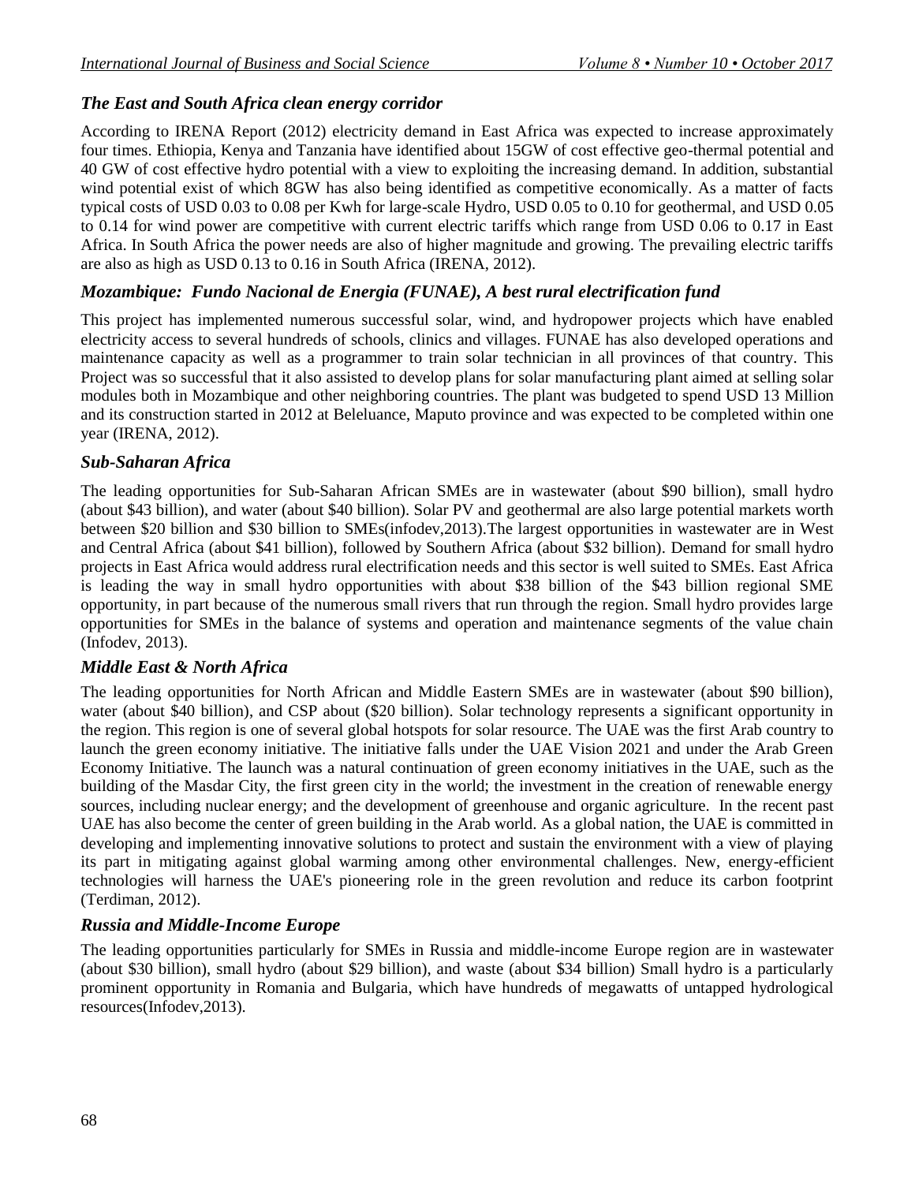### *The East and South Africa clean energy corridor*

According to IRENA Report (2012) electricity demand in East Africa was expected to increase approximately four times. Ethiopia, Kenya and Tanzania have identified about 15GW of cost effective geo-thermal potential and 40 GW of cost effective hydro potential with a view to exploiting the increasing demand. In addition, substantial wind potential exist of which 8GW has also being identified as competitive economically. As a matter of facts typical costs of USD 0.03 to 0.08 per Kwh for large-scale Hydro, USD 0.05 to 0.10 for geothermal, and USD 0.05 to 0.14 for wind power are competitive with current electric tariffs which range from USD 0.06 to 0.17 in East Africa. In South Africa the power needs are also of higher magnitude and growing. The prevailing electric tariffs are also as high as USD 0.13 to 0.16 in South Africa (IRENA, 2012).

### *Mozambique: Fundo Nacional de Energia (FUNAE), A best rural electrification fund*

This project has implemented numerous successful solar, wind, and hydropower projects which have enabled electricity access to several hundreds of schools, clinics and villages. FUNAE has also developed operations and maintenance capacity as well as a programmer to train solar technician in all provinces of that country. This Project was so successful that it also assisted to develop plans for solar manufacturing plant aimed at selling solar modules both in Mozambique and other neighboring countries. The plant was budgeted to spend USD 13 Million and its construction started in 2012 at Beleluance, Maputo province and was expected to be completed within one year (IRENA, 2012).

### *Sub-Saharan Africa*

The leading opportunities for Sub-Saharan African SMEs are in wastewater (about $90 billion), small hydro (about $43 billion), and water (about $40 billion). Solar PV and geothermal are also large potential markets worth between $20 billion and $30 billion to SMEs(infodev,2013).The largest opportunities in wastewater are in West and Central Africa (about $41 billion), followed by Southern Africa (about $32 billion). Demand for small hydro projects in East Africa would address rural electrification needs and this sector is well suited to SMEs. East Africa is leading the way in small hydro opportunities with about $38 billion of the $43 billion regional SME opportunity, in part because of the numerous small rivers that run through the region. Small hydro provides large opportunities for SMEs in the balance of systems and operation and maintenance segments of the value chain (Infodev, 2013).

### *Middle East & North Africa*

The leading opportunities for North African and Middle Eastern SMEs are in wastewater (about $90 billion), water (about $40 billion), and CSP about ($20 billion). Solar technology represents a significant opportunity in the region. This region is one of several global hotspots for solar resource. The UAE was the first Arab country to launch the green economy initiative. The initiative falls under the UAE Vision 2021 and under the Arab Green Economy Initiative. The launch was a natural continuation of green economy initiatives in the UAE, such as the building of the Masdar City, the first green city in the world; the investment in the creation of renewable energy sources, including nuclear energy; and the development of greenhouse and organic agriculture. In the recent past UAE has also become the center of green building in the Arab world. As a global nation, the UAE is committed in developing and implementing innovative solutions to protect and sustain the environment with a view of playing its part in mitigating against global warming among other environmental challenges. New, energy-efficient technologies will harness the UAE's pioneering role in the green revolution and reduce its carbon footprint (Terdiman, 2012).

### *Russia and Middle-Income Europe*

The leading opportunities particularly for SMEs in Russia and middle-income Europe region are in wastewater (about $30 billion), small hydro (about $29 billion), and waste (about $34 billion) Small hydro is a particularly prominent opportunity in Romania and Bulgaria, which have hundreds of megawatts of untapped hydrological resources(Infodev,2013).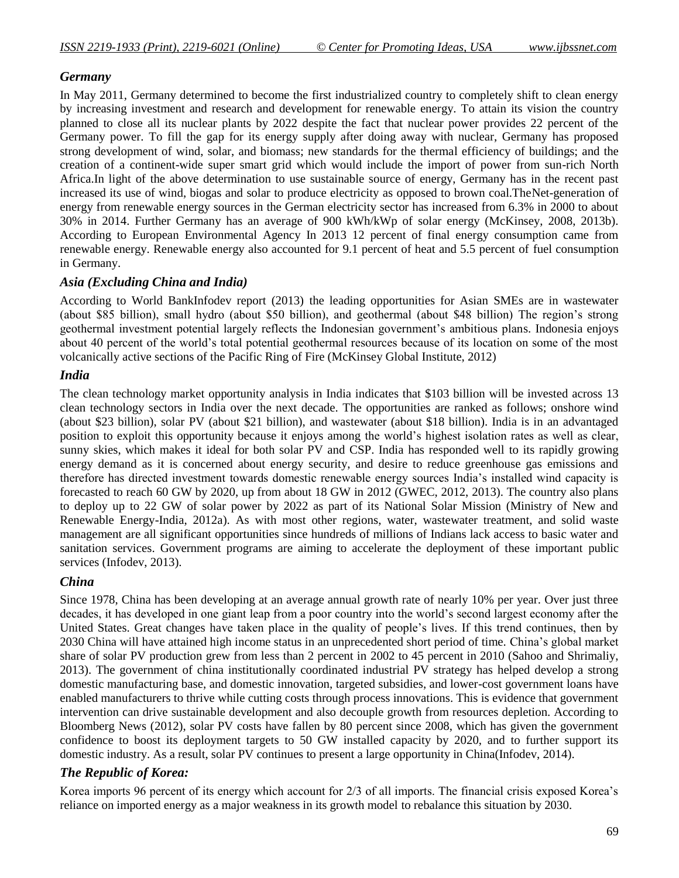### *Germany*

In May 2011, Germany determined to become the first industrialized country to completely shift to clean energy by increasing investment and research and development for renewable energy. To attain its vision the country planned to close all its nuclear plants by 2022 despite the fact that nuclear power provides 22 percent of the Germany power. To fill the gap for its energy supply after doing away with nuclear, Germany has proposed strong development of wind, solar, and biomass; new standards for the thermal efficiency of buildings; and the creation of a continent-wide super smart grid which would include the import of power from sun-rich North Africa.In light of the above determination to use sustainable source of energy, Germany has in the recent past increased its use of wind, biogas and solar to produce electricity as opposed to brown coal.TheNet-generation of energy from renewable energy sources in the German electricity sector has increased from 6.3% in 2000 to about 30% in 2014. Further Germany has an average of 900 kWh/kWp of solar energy (McKinsey, 2008, 2013b). According to European Environmental Agency In 2013 12 percent of final energy consumption came from renewable energy. Renewable energy also accounted for 9.1 percent of heat and 5.5 percent of fuel consumption in Germany.

### *Asia (Excluding China and India)*

According to World BankInfodev report (2013) the leading opportunities for Asian SMEs are in wastewater (about $85 billion), small hydro (about $50 billion), and geothermal (about $48 billion) The region's strong geothermal investment potential largely reflects the Indonesian government's ambitious plans. Indonesia enjoys about 40 percent of the world's total potential geothermal resources because of its location on some of the most volcanically active sections of the Pacific Ring of Fire (McKinsey Global Institute, 2012)

### *India*

The clean technology market opportunity analysis in India indicates that $103 billion will be invested across 13 clean technology sectors in India over the next decade. The opportunities are ranked as follows; onshore wind (about $23 billion), solar PV (about $21 billion), and wastewater (about $18 billion). India is in an advantaged position to exploit this opportunity because it enjoys among the world's highest isolation rates as well as clear, sunny skies, which makes it ideal for both solar PV and CSP. India has responded well to its rapidly growing energy demand as it is concerned about energy security, and desire to reduce greenhouse gas emissions and therefore has directed investment towards domestic renewable energy sources India's installed wind capacity is forecasted to reach 60 GW by 2020, up from about 18 GW in 2012 (GWEC, 2012, 2013). The country also plans to deploy up to 22 GW of solar power by 2022 as part of its National Solar Mission (Ministry of New and Renewable Energy-India, 2012a). As with most other regions, water, wastewater treatment, and solid waste management are all significant opportunities since hundreds of millions of Indians lack access to basic water and sanitation services. Government programs are aiming to accelerate the deployment of these important public services (Infodev, 2013).

### *China*

Since 1978, China has been developing at an average annual growth rate of nearly 10% per year. Over just three decades, it has developed in one giant leap from a poor country into the world's second largest economy after the United States. Great changes have taken place in the quality of people's lives. If this trend continues, then by 2030 China will have attained high income status in an unprecedented short period of time. China's global market share of solar PV production grew from less than 2 percent in 2002 to 45 percent in 2010 (Sahoo and Shrimaliy, 2013). The government of china institutionally coordinated industrial PV strategy has helped develop a strong domestic manufacturing base, and domestic innovation, targeted subsidies, and lower-cost government loans have enabled manufacturers to thrive while cutting costs through process innovations. This is evidence that government intervention can drive sustainable development and also decouple growth from resources depletion. According to Bloomberg News (2012), solar PV costs have fallen by 80 percent since 2008, which has given the government confidence to boost its deployment targets to 50 GW installed capacity by 2020, and to further support its domestic industry. As a result, solar PV continues to present a large opportunity in China(Infodev, 2014).

### *The Republic of Korea:*

Korea imports 96 percent of its energy which account for 2/3 of all imports. The financial crisis exposed Korea's reliance on imported energy as a major weakness in its growth model to rebalance this situation by 2030.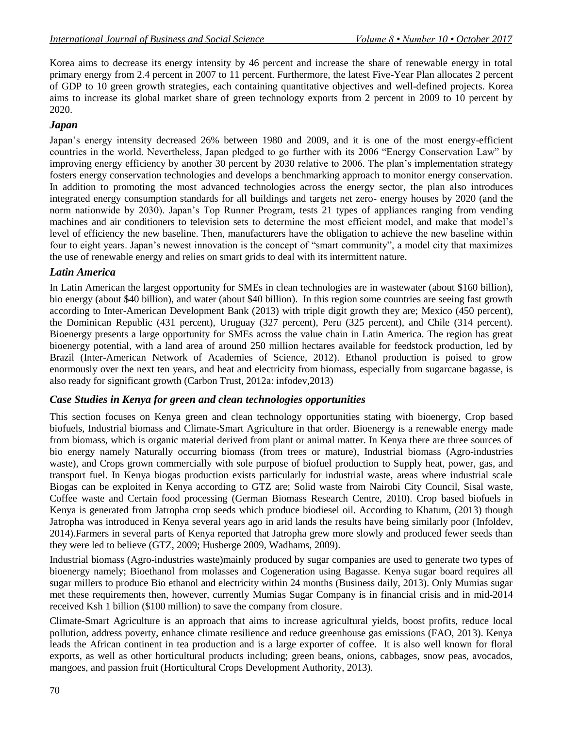Korea aims to decrease its energy intensity by 46 percent and increase the share of renewable energy in total primary energy from 2.4 percent in 2007 to 11 percent. Furthermore, the latest Five-Year Plan allocates 2 percent of GDP to 10 green growth strategies, each containing quantitative objectives and well-defined projects. Korea aims to increase its global market share of green technology exports from 2 percent in 2009 to 10 percent by 2020.

### *Japan*

Japan's energy intensity decreased 26% between 1980 and 2009, and it is one of the most energy-efficient countries in the world. Nevertheless, Japan pledged to go further with its 2006 "Energy Conservation Law" by improving energy efficiency by another 30 percent by 2030 relative to 2006. The plan's implementation strategy fosters energy conservation technologies and develops a benchmarking approach to monitor energy conservation. In addition to promoting the most advanced technologies across the energy sector, the plan also introduces integrated energy consumption standards for all buildings and targets net zero- energy houses by 2020 (and the norm nationwide by 2030). Japan's Top Runner Program, tests 21 types of appliances ranging from vending machines and air conditioners to television sets to determine the most efficient model, and make that model's level of efficiency the new baseline. Then, manufacturers have the obligation to achieve the new baseline within four to eight years. Japan's newest innovation is the concept of "smart community", a model city that maximizes the use of renewable energy and relies on smart grids to deal with its intermittent nature.

### *Latin America*

In Latin American the largest opportunity for SMEs in clean technologies are in wastewater (about \$160 billion), bio energy (about \$40 billion), and water (about \$40 billion). In this region some countries are seeing fast growth according to Inter-American Development Bank (2013) with triple digit growth they are; Mexico (450 percent), the Dominican Republic (431 percent), Uruguay (327 percent), Peru (325 percent), and Chile (314 percent). Bioenergy presents a large opportunity for SMEs across the value chain in Latin America. The region has great bioenergy potential, with a land area of around 250 million hectares available for feedstock production, led by Brazil (Inter-American Network of Academies of Science, 2012). Ethanol production is poised to grow enormously over the next ten years, and heat and electricity from biomass, especially from sugarcane bagasse, is also ready for significant growth (Carbon Trust, 2012a: infodev,2013)

### *Case Studies in Kenya for green and clean technologies opportunities*

This section focuses on Kenya green and clean technology opportunities stating with bioenergy, Crop based biofuels, Industrial biomass and Climate-Smart Agriculture in that order. Bioenergy is a renewable energy made from biomass, which is organic material derived from plant or animal matter. In Kenya there are three sources of bio energy namely Naturally occurring biomass (from trees or mature), Industrial biomass (Agro-industries waste), and Crops grown commercially with sole purpose of biofuel production to Supply heat, power, gas, and transport fuel. In Kenya biogas production exists particularly for industrial waste, areas where industrial scale Biogas can be exploited in Kenya according to GTZ are; Solid waste from Nairobi City Council, Sisal waste, Coffee waste and Certain food processing (German Biomass Research Centre, 2010). Crop based biofuels in Kenya is generated from Jatropha crop seeds which produce biodiesel oil. According to Khatum, (2013) though Jatropha was introduced in Kenya several years ago in arid lands the results have being similarly poor (Infoldev, 2014).Farmers in several parts of Kenya reported that Jatropha grew more slowly and produced fewer seeds than they were led to believe (GTZ, 2009; Husberge 2009, Wadhams, 2009).

Industrial biomass (Agro-industries waste)mainly produced by sugar companies are used to generate two types of bioenergy namely; Bioethanol from molasses and Cogeneration using Bagasse. Kenya sugar board requires all sugar millers to produce Bio ethanol and electricity within 24 months (Business daily, 2013). Only Mumias sugar met these requirements then, however, currently Mumias Sugar Company is in financial crisis and in mid-2014 received Ksh 1 billion (\$100 million) to save the company from closure.

Climate-Smart Agriculture is an approach that aims to increase agricultural yields, boost profits, reduce local pollution, address poverty, enhance climate resilience and reduce greenhouse gas emissions (FAO, 2013). Kenya leads the African continent in tea production and is a large exporter of coffee. It is also well known for floral exports, as well as other horticultural products including; green beans, onions, cabbages, snow peas, avocados, mangoes, and passion fruit (Horticultural Crops Development Authority, 2013).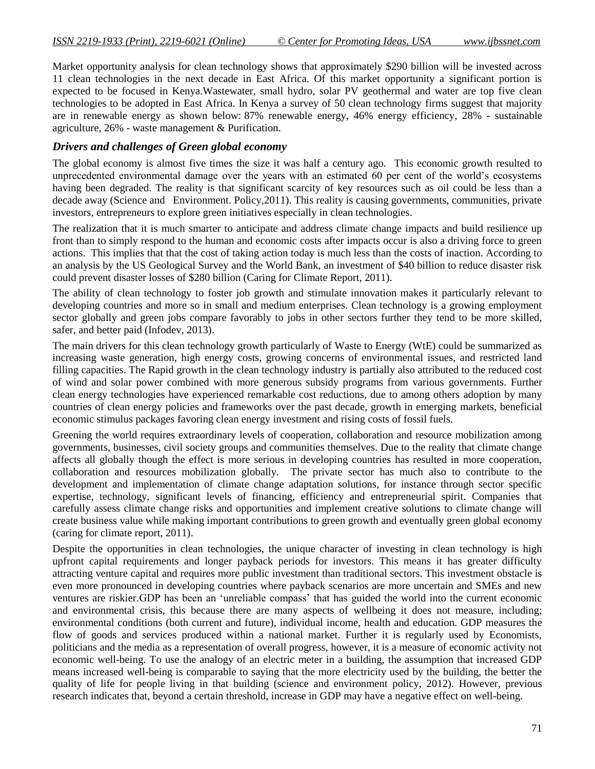Market opportunity analysis for clean technology shows that approximately $290 billion will be invested across 11 clean technologies in the next decade in East Africa. Of this market opportunity a significant portion is expected to be focused in Kenya.Wastewater, small hydro, solar PV geothermal and water are top five clean technologies to be adopted in East Africa. In Kenya a survey of 50 clean technology firms suggest that majority are in renewable energy as shown below: 87% renewable energy, 46% energy efficiency, 28% - sustainable agriculture, 26% - waste management & Purification.

### *Drivers and challenges of Green global economy*

The global economy is almost five times the size it was half a century ago. This economic growth resulted to unprecedented environmental damage over the years with an estimated 60 per cent of the world's ecosystems having been degraded. The reality is that significant scarcity of key resources such as oil could be less than a decade away (Science and Environment. Policy,2011). This reality is causing governments, communities, private investors, entrepreneurs to explore green initiatives especially in clean technologies.

The realization that it is much smarter to anticipate and address climate change impacts and build resilience up front than to simply respond to the human and economic costs after impacts occur is also a driving force to green actions. This implies that that the cost of taking action today is much less than the costs of inaction. According to an analysis by the US Geological Survey and the World Bank, an investment of $40 billion to reduce disaster risk could prevent disaster losses of $280 billion (Caring for Climate Report, 2011).

The ability of clean technology to foster job growth and stimulate innovation makes it particularly relevant to developing countries and more so in small and medium enterprises. Clean technology is a growing employment sector globally and green jobs compare favorably to jobs in other sectors further they tend to be more skilled, safer, and better paid (Infodev, 2013).

The main drivers for this clean technology growth particularly of Waste to Energy (WtE) could be summarized as increasing waste generation, high energy costs, growing concerns of environmental issues, and restricted land filling capacities. The Rapid growth in the clean technology industry is partially also attributed to the reduced cost of wind and solar power combined with more generous subsidy programs from various governments. Further clean energy technologies have experienced remarkable cost reductions, due to among others adoption by many countries of clean energy policies and frameworks over the past decade, growth in emerging markets, beneficial economic stimulus packages favoring clean energy investment and rising costs of fossil fuels.

Greening the world requires extraordinary levels of cooperation, collaboration and resource mobilization among governments, businesses, civil society groups and communities themselves. Due to the reality that climate change affects all globally though the effect is more serious in developing countries has resulted in more cooperation, collaboration and resources mobilization globally. The private sector has much also to contribute to the development and implementation of climate change adaptation solutions, for instance through sector specific expertise, technology, significant levels of financing, efficiency and entrepreneurial spirit. Companies that carefully assess climate change risks and opportunities and implement creative solutions to climate change will create business value while making important contributions to green growth and eventually green global economy (caring for climate report, 2011).

Despite the opportunities in clean technologies, the unique character of investing in clean technology is high upfront capital requirements and longer payback periods for investors. This means it has greater difficulty attracting venture capital and requires more public investment than traditional sectors. This investment obstacle is even more pronounced in developing countries where payback scenarios are more uncertain and SMEs and new ventures are riskier.GDP has been an 'unreliable compass' that has guided the world into the current economic and environmental crisis, this because there are many aspects of wellbeing it does not measure, including; environmental conditions (both current and future), individual income, health and education. GDP measures the flow of goods and services produced within a national market. Further it is regularly used by Economists, politicians and the media as a representation of overall progress, however, it is a measure of economic activity not economic well-being. To use the analogy of an electric meter in a building, the assumption that increased GDP means increased well-being is comparable to saying that the more electricity used by the building, the better the quality of life for people living in that building (science and environment policy, 2012). However, previous research indicates that, beyond a certain threshold, increase in GDP may have a negative effect on well-being.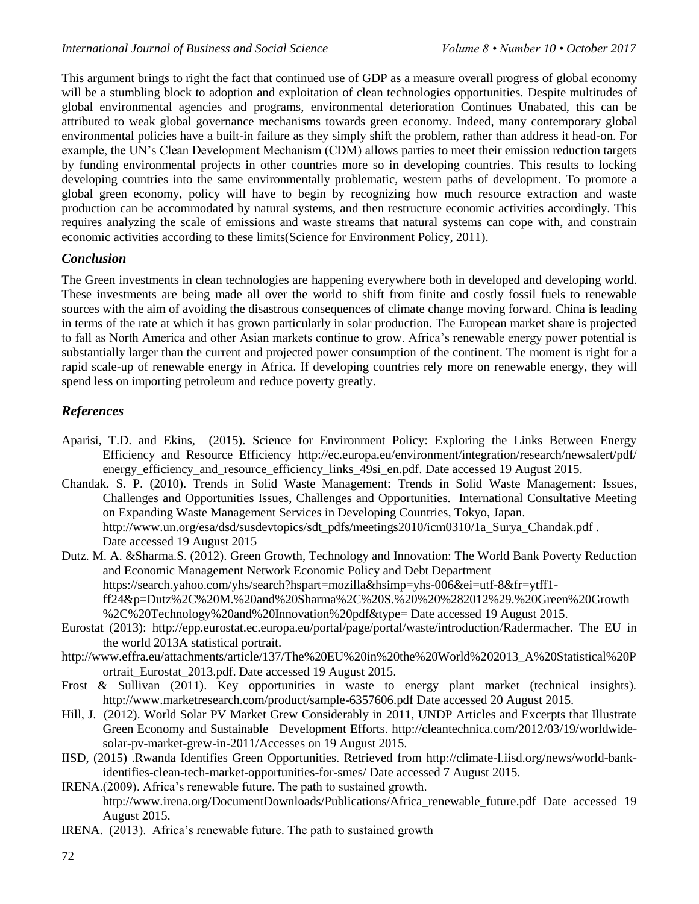This argument brings to right the fact that continued use of GDP as a measure overall progress of global economy will be a stumbling block to adoption and exploitation of clean technologies opportunities. Despite multitudes of global environmental agencies and programs, environmental deterioration Continues Unabated, this can be attributed to weak global governance mechanisms towards green economy. Indeed, many contemporary global environmental policies have a built-in failure as they simply shift the problem, rather than address it head-on. For example, the UN's Clean Development Mechanism (CDM) allows parties to meet their emission reduction targets by funding environmental projects in other countries more so in developing countries. This results to locking developing countries into the same environmentally problematic, western paths of development. To promote a global green economy, policy will have to begin by recognizing how much resource extraction and waste production can be accommodated by natural systems, and then restructure economic activities accordingly. This requires analyzing the scale of emissions and waste streams that natural systems can cope with, and constrain economic activities according to these limits(Science for Environment Policy, 2011).

## *Conclusion*

The Green investments in clean technologies are happening everywhere both in developed and developing world. These investments are being made all over the world to shift from finite and costly fossil fuels to renewable sources with the aim of avoiding the disastrous consequences of climate change moving forward. China is leading in terms of the rate at which it has grown particularly in solar production. The European market share is projected to fall as North America and other Asian markets continue to grow. Africa's renewable energy power potential is substantially larger than the current and projected power consumption of the continent. The moment is right for a rapid scale-up of renewable energy in Africa. If developing countries rely more on renewable energy, they will spend less on importing petroleum and reduce poverty greatly.

## *References*

Aparisi, T.D. and Ekins, (2015). Science for Environment Policy: Exploring the Links Between Energy Efficiency and Resource Efficiency http://ec.europa.eu/environment/integration/research/newsalert/pdf/energy_efficiency_and_resource_efficiency_links_49si_en.pdf. Date accessed 19 August 2015.

Chandak. S. P. (2010). Trends in Solid Waste Management: Trends in Solid Waste Management: Issues, Challenges and Opportunities Issues, Challenges and Opportunities. International Consultative Meeting on Expanding Waste Management Services in Developing Countries, Tokyo, Japan. http://www.un.org/esa/dsd/susdevtopics/sdt_pdfs/meetings2010/icm0310/1a_Surya_Chandak.pdf . Date accessed 19 August 2015

Dutz. M. A. &Sharma.S. (2012). Green Growth, Technology and Innovation: The World Bank Poverty Reduction and Economic Management Network Economic Policy and Debt Department https://search.yahoo.com/yhs/search?hspart=mozilla&hsimp=yhs-006&ei=utf-8&fr=ytff1-ff24&p=Dutz%2C%20M.%20and%20Sharma%2C%20S.%20%20%282012%29.%20Green%20Growth%2C%20Technology%20and%20Innovation%20pdf&type= Date accessed 19 August 2015.

Eurostat (2013): http://epp.eurostat.ec.europa.eu/portal/page/portal/waste/introduction/Radermacher. The EU in the world 2013A statistical portrait.

http://www.effra.eu/attachments/article/137/The%20EU%20in%20the%20World%202013_A%20Statistical%20Portrait_Eurostat_2013.pdf. Date accessed 19 August 2015.

Frost & Sullivan (2011). Key opportunities in waste to energy plant market (technical insights). http://www.marketresearch.com/product/sample-6357606.pdf Date accessed 20 August 2015.

Hill, J. (2012). World Solar PV Market Grew Considerably in 2011, UNDP Articles and Excerpts that Illustrate Green Economy and Sustainable Development Efforts. http://cleantechnica.com/2012/03/19/worldwide-solar-pv-market-grew-in-2011/Accesses on 19 August 2015.

IISD, (2015) .Rwanda Identifies Green Opportunities. Retrieved from http://climate-l.iisd.org/news/world-bank-identifies-clean-tech-market-opportunities-for-smes/ Date accessed 7 August 2015.

IRENA.(2009). Africa's renewable future. The path to sustained growth. http://www.irena.org/DocumentDownloads/Publications/Africa_renewable_future.pdf Date accessed 19 August 2015.

IRENA. (2013). Africa's renewable future. The path to sustained growth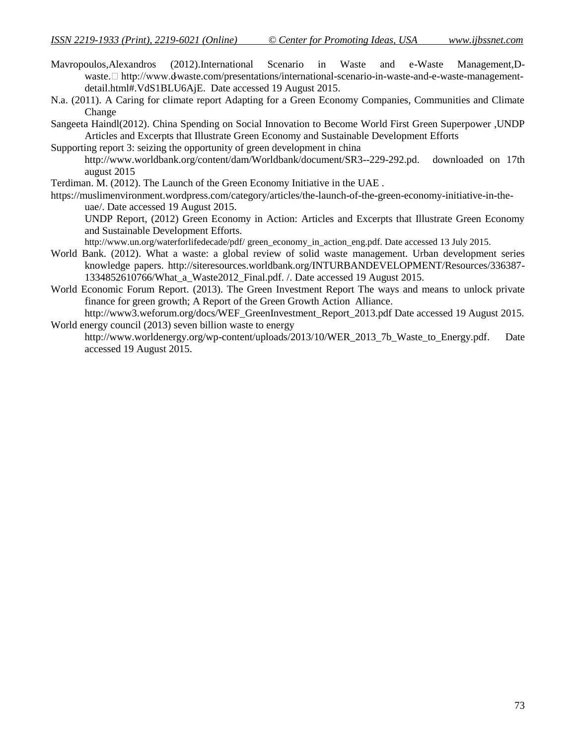Mavropoulos,Alexandros (2012).International Scenario in Waste and e-Waste Management,D-waste. http://www.d-waste.com/presentations/international-scenario-in-waste-and-e-waste-management-detail.html#.VdS1BLU6AjE. Date accessed 19 August 2015.

N.a. (2011). A Caring for climate report Adapting for a Green Economy Companies, Communities and Climate Change

Sangeeta Haindl(2012). China Spending on Social Innovation to Become World First Green Superpower ,UNDP Articles and Excerpts that Illustrate Green Economy and Sustainable Development Efforts

Supporting report 3: seizing the opportunity of green development in china http://www.worldbank.org/content/dam/Worldbank/document/SR3--229-292.pd. downloaded on 17th august 2015

Terdiman. M. (2012). The Launch of the Green Economy Initiative in the UAE .

https://muslimenvironment.wordpress.com/category/articles/the-launch-of-the-green-economy-initiative-in-the-uae/. Date accessed 19 August 2015.

UNDP Report, (2012) Green Economy in Action: Articles and Excerpts that Illustrate Green Economy and Sustainable Development Efforts.

http://www.un.org/waterforlifedecade/pdf/ green_economy_in_action_eng.pdf. Date accessed 13 July 2015.

World Bank. (2012). What a waste: a global review of solid waste management. Urban development series knowledge papers. http://siteresources.worldbank.org/INTURBANDEVELOPMENT/Resources/336387-1334852610766/What_a_Waste2012_Final.pdf. /. Date accessed 19 August 2015.

World Economic Forum Report. (2013). The Green Investment Report The ways and means to unlock private finance for green growth; A Report of the Green Growth Action Alliance. http://www3.weforum.org/docs/WEF_GreenInvestment_Report_2013.pdf Date accessed 19 August 2015.

World energy council (2013) seven billion waste to energy http://www.worldenergy.org/wp-content/uploads/2013/10/WER_2013_7b_Waste_to_Energy.pdf. Date accessed 19 August 2015.